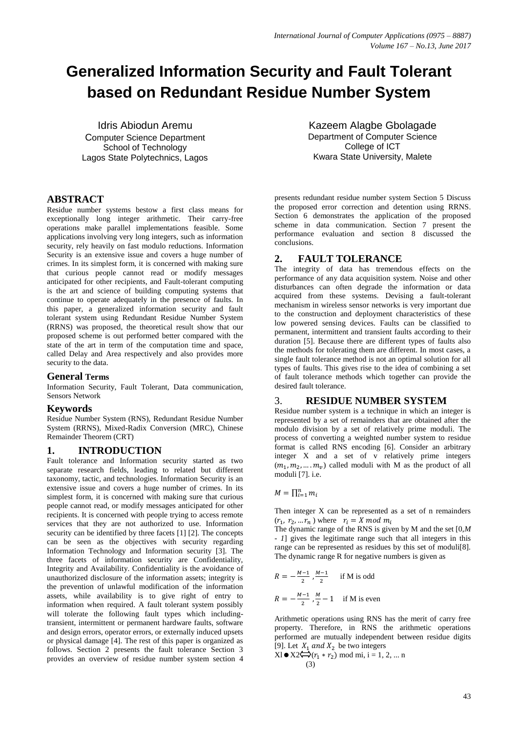# Generalized Information Security and Fault Tolerant based on Redundant Residue Number System

Idris Abiodun Aremu
Computer Science Department
School of Technology
Lagos State Polytechnics, Lagos

Kazeem Alagbe Gbolagade
Department of Computer Science
College of ICT
Kwara State University, Malete

## ABSTRACT

Residue number systems bestow a first class means for exceptionally long integer arithmetic. Their carry-free operations make parallel implementations feasible. Some applications involving very long integers, such as information security, rely heavily on fast modulo reductions. Information Security is an extensive issue and covers a huge number of crimes. In its simplest form, it is concerned with making sure that curious people cannot read or modify messages anticipated for other recipients, and Fault-tolerant computing is the art and science of building computing systems that continue to operate adequately in the presence of faults. In this paper, a generalized information security and fault tolerant system using Redundant Residue Number System (RRNS) was proposed, the theoretical result show that our proposed scheme is out performed better compared with the state of the art in term of the computation time and space, called Delay and Area respectively and also provides more security to the data.

### General Terms

Information Security, Fault Tolerant, Data communication, Sensors Network

### Keywords

Residue Number System (RNS), Redundant Residue Number System (RRNS), Mixed-Radix Conversion (MRC), Chinese Remainder Theorem (CRT)

## 1. INTRODUCTION

Fault tolerance and Information security started as two separate research fields, leading to related but different taxonomy, tactic, and technologies. Information Security is an extensive issue and covers a huge number of crimes. In its simplest form, it is concerned with making sure that curious people cannot read, or modify messages anticipated for other recipients. It is concerned with people trying to access remote services that they are not authorized to use. Information security can be identified by three facets [1] [2]. The concepts can be seen as the objectives with security regarding Information Technology and Information security [3]. The three facets of information security are Confidentiality, Integrity and Availability. Confidentiality is the avoidance of unauthorized disclosure of the information assets; integrity is the prevention of unlawful modification of the information assets, while availability is to give right of entry to information when required. A fault tolerant system possibly will tolerate the following fault types which including-transient, intermittent or permanent hardware faults, software and design errors, operator errors, or externally induced upsets or physical damage [4]. The rest of this paper is organized as follows. Section 2 presents the fault tolerance Section 3 provides an overview of residue number system section 4 presents redundant residue number system Section 5 Discuss the proposed error correction and detention using RRNS. Section 6 demonstrates the application of the proposed scheme in data communication. Section 7 present the performance evaluation and section 8 discussed the conclusions.

## 2. FAULT TOLERANCE

The integrity of data has tremendous effects on the performance of any data acquisition system. Noise and other disturbances can often degrade the information or data acquired from these systems. Devising a fault-tolerant mechanism in wireless sensor networks is very important due to the construction and deployment characteristics of these low powered sensing devices. Faults can be classified to permanent, intermittent and transient faults according to their duration [5]. Because there are different types of faults also the methods for tolerating them are different. In most cases, a single fault tolerance method is not an optimal solution for all types of faults. This gives rise to the idea of combining a set of fault tolerance methods which together can provide the desired fault tolerance.

## 3. RESIDUE NUMBER SYSTEM

Residue number system is a technique in which an integer is represented by a set of remainders that are obtained after the modulo division by a set of relatively prime moduli. The process of converting a weighted number system to residue format is called RNS encoding [6]. Consider an arbitrary integer X and a set of v relatively prime integers $(m_1, m_2, \ldots . m_v)$ called moduli with M as the product of all moduli [7]. i.e.

$$M = \prod_{i=1}^{n} m_i$$

Then integer X can be represented as a set of n remainders $(r_1, r_2, \ldots r_n)$ where $r_i = X \bmod m_i$

The dynamic range of the RNS is given by M and the set [0,*M - 1*] gives the legitimate range such that all integers in this range can be represented as residues by this set of moduli[8]. The dynamic range R for negative numbers is given as

$$R = -\frac{M-1}{2}, \frac{M-1}{2} \quad \text{if M is odd}$$

$$R = -\frac{M-1}{2}, \frac{M}{2} - 1 \quad \text{if M is even}$$

Arithmetic operations using RNS has the merit of carry free property. Therefore, in RNS the arithmetic operations performed are mutually independent between residue digits [9]. Let $X_1$ *and* $X_2$ be two integers

$$X1 \bullet X2 \Longleftrightarrow (r_1 * r_2) \bmod mi, \; i = 1, 2, \ldots n \qquad (3)$$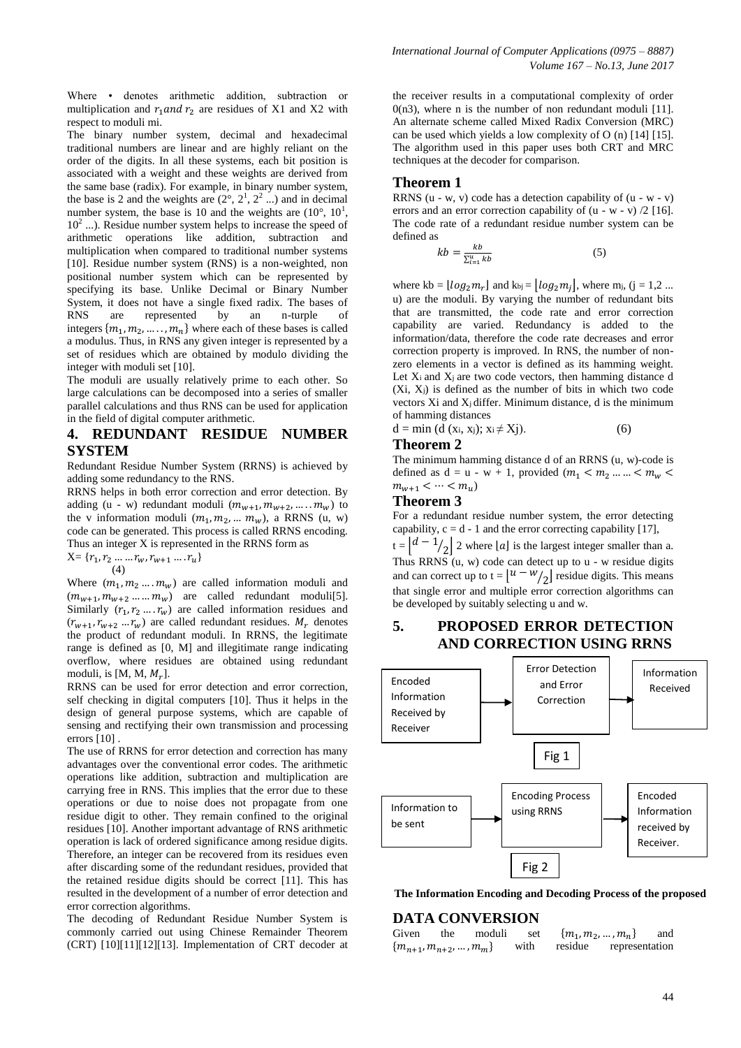Where • denotes arithmetic addition, subtraction or multiplication and $r_1 and\ r_2$ are residues of X1 and X2 with respect to moduli mi.

The binary number system, decimal and hexadecimal traditional numbers are linear and are highly reliant on the order of the digits. In all these systems, each bit position is associated with a weight and these weights are derived from the same base (radix). For example, in binary number system, the base is 2 and the weights are ($2^{\circ}$, $2^1$, $2^2$ ...) and in decimal number system, the base is 10 and the weights are ($10^{\circ}$, $10^1$, $10^2$ ...). Residue number system helps to increase the speed of arithmetic operations like addition, subtraction and multiplication when compared to traditional number systems [10]. Residue number system (RNS) is a non-weighted, non positional number system which can be represented by specifying its base. Unlike Decimal or Binary Number System, it does not have a single fixed radix. The bases of RNS are represented by an n-turple of integers $\{m_1, m_2, \ldots, m_n\}$ where each of these bases is called a modulus. Thus, in RNS any given integer is represented by a set of residues which are obtained by modulo dividing the integer with moduli set [10].

The moduli are usually relatively prime to each other. So large calculations can be decomposed into a series of smaller parallel calculations and thus RNS can be used for application in the field of digital computer arithmetic.

## 4. REDUNDANT RESIDUE NUMBER SYSTEM

Redundant Residue Number System (RRNS) is achieved by adding some redundancy to the RNS.

RRNS helps in both error correction and error detection. By adding (u - w) redundant moduli $(m_{w+1}, m_{w+2}, \ldots m_w)$ to the v information moduli $(m_1, m_2, \ldots m_w)$, a RRNS (u, w) code can be generated. This process is called RRNS encoding. Thus an integer X is represented in the RRNS form as

$$X = \{r_1, r_2 \ldots r_w, r_{w+1} \ldots r_u\} \quad (4)$$

Where $(m_1, m_2 \ldots m_w)$ are called information moduli and $(m_{w+1}, m_{w+2} \ldots m_w)$ are called redundant moduli[5]. Similarly $(r_1, r_2 \ldots r_w)$ are called information residues and $(r_{w+1}, r_{w+2} \ldots r_w)$ are called redundant residues. $M_r$ denotes the product of redundant moduli. In RRNS, the legitimate range is defined as [0, M] and illegitimate range indicating overflow, where residues are obtained using redundant moduli, is [M, M, $M_r$].

RRNS can be used for error detection and error correction, self checking in digital computers [10]. Thus it helps in the design of general purpose systems, which are capable of sensing and rectifying their own transmission and processing errors [10] .

The use of RRNS for error detection and correction has many advantages over the conventional error codes. The arithmetic operations like addition, subtraction and multiplication are carrying free in RNS. This implies that the error due to these operations or due to noise does not propagate from one residue digit to other. They remain confined to the original residues [10]. Another important advantage of RNS arithmetic operation is lack of ordered significance among residue digits. Therefore, an integer can be recovered from its residues even after discarding some of the redundant residues, provided that the retained residue digits should be correct [11]. This has resulted in the development of a number of error detection and error correction algorithms.

The decoding of Redundant Residue Number System is commonly carried out using Chinese Remainder Theorem (CRT) [10][11][12][13]. Implementation of CRT decoder at the receiver results in a computational complexity of order 0(n3), where n is the number of non redundant moduli [11]. An alternate scheme called Mixed Radix Conversion (MRC) can be used which yields a low complexity of O (n) [14] [15]. The algorithm used in this paper uses both CRT and MRC techniques at the decoder for comparison.

### Theorem 1

RRNS (u - w, v) code has a detection capability of (u - w - v) errors and an error correction capability of (u - w - v) /2 [16]. The code rate of a redundant residue number system can be defined as

$$kb = \frac{kb}{\sum_{i=1}^{u} kb} \quad (5)$$

where kb = $\lfloor log_2 m_r \rfloor$ and $k_{bj} = \lfloor log_2 m_j \rfloor$, where $m_j$, (j = 1,2 ... u) are the moduli. By varying the number of redundant bits that are transmitted, the code rate and error correction capability are varied. Redundancy is added to the information/data, therefore the code rate decreases and error correction property is improved. In RNS, the number of non-zero elements in a vector is defined as its hamming weight. Let $X_i$ and $X_j$ are two code vectors, then hamming distance d ($X_i$, $X_j$) is defined as the number of bits in which two code vectors Xi and $X_j$ differ. Minimum distance, d is the minimum of hamming distances

$$d = \min (d(x_i, x_j);\ x_i \neq X_j). \quad (6)$$

### Theorem 2

The minimum hamming distance d of an RRNS (u, w)-code is defined as d = u - w + 1, provided $(m_1 < m_2 \ldots < m_w < m_{w+1} < \cdots < m_u)$

### Theorem 3

For a redundant residue number system, the error detecting capability, c = d - 1 and the error correcting capability [17], t = $\left\lfloor d - 1/_2 \right\rfloor$ 2 where $\lfloor a \rfloor$ is the largest integer smaller than a. Thus RRNS (u, w) code can detect up to u - w residue digits and can correct up to t = $\left\lfloor u - w/_2 \right\rfloor$ residue digits. This means that single error and multiple error correction algorithms can be developed by suitably selecting u and w.

## 5. PROPOSED ERROR DETECTION AND CORRECTION USING RRNS

Encoded Information Received by Receiver → Error Detection and Error Correction → Information Received

Fig 1

Information to be sent → Encoding Process using RRNS → Encoded Information received by Receiver.

Fig 2

**The Information Encoding and Decoding Process of the proposed**

## DATA CONVERSION

Given the moduli set $\{m_1, m_2, \ldots, m_n\}$ and $\{m_{n+1}, m_{n+2}, \ldots, m_m\}$ with residue representation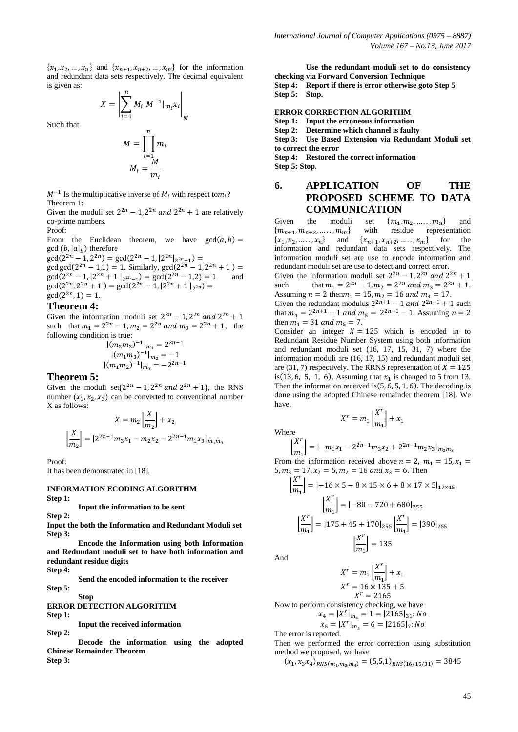$\{x_1, x_2, \ldots, x_n\}$ and $\{x_{n+1}, x_{n+2}, \ldots, x_m\}$ for the information and redundant data sets respectively. The decimal equivalent is given as:

$$X = \left| \sum_{i=1}^{n} M_i |M^{-1}|_{m_i} x_i \right|_M$$

Such that

$$M = \prod_{i=1}^{n} m_i$$

$$M_i = \frac{M}{m_i}$$

$M^{-1}$ Is the multiplicative inverse of $M_i$ with respect to$m_i$?

Theorem 1:

Given the moduli set $2^{2n} - 1, 2^{2n}$ *and* $2^{2n} + 1$ are relatively co-prime numbers.

Proof:

From the Euclidean theorem, we have $\gcd(a, b) = \gcd(b, |a|_b)$ therefore $\gcd(2^{2n} - 1, 2^{2n}) = \gcd(2^{2n} - 1, |2^{2n}|_{2^{2n}-1}) = \gcd\gcd(2^{2n} - 1, 1) = 1$. Similarly, $\gcd(2^{2n} - 1, 2^{2n} + 1) = \gcd(2^{2n} - 1, |2^{2n} + 1|_{2^{2n}-1}) = \gcd(2^{2n} - 1, 2) = 1$ and $\gcd(2^{2n}, 2^{2n} + 1) = \gcd(2^{2n} - 1, |2^{2n} + 1|_{2^{2n}}) = \gcd(2^{2n}, 1) = 1$.

## Theorem 4:

Given the information moduli set $2^{2n} - 1, 2^{2n}$ *and* $2^{2n} + 1$ such that $m_1 = 2^{2n} - 1, m_2 = 2^{2n}$ *and* $m_3 = 2^{2n} + 1$, the following condition is true:

$$|(m_2 m_3)^{-1}|_{m_1} = 2^{2n-1}$$
$$|(m_1 m_3)^{-1}|_{m_2} = -1$$
$$|(m_1 m_2)^{-1}|_{m_3} = -2^{2n-1}$$

## Theorem 5:

Given the moduli set$\{2^{2n} - 1, 2^{2n}$ *and* $2^{2n} + 1\}$, the RNS number $(x_1, x_2, x_3)$ can be converted to conventional number X as follows:

$$X = m_2 \left\lfloor \frac{X}{m_2} \right\rfloor + x_2$$

$$\left\lfloor \frac{X}{m_2} \right\rfloor = |2^{2n-1} m_3 x_1 - m_2 x_2 - 2^{2n-1} m_1 x_3|_{m_1 m_3}$$

Proof:

It has been demonstrated in [18].

**INFORMATION ECODING ALGORITHM**

**Step 1:**

**Input the information to be sent**

**Step 2:**

**Input the both the Information and Redundant Moduli set**

**Step 3:**

**Encode the Information using both Information and Redundant moduli set to have both information and redundant residue digits**

**Step 4:**

**Send the encoded information to the receiver**

**Step 5:**

**Stop**

**ERROR DETECTION ALGORITHM**

**Step 1:**

**Input the received information**

**Step 2:**

**Decode the information using the adopted Chinese Remainder Theorem**

**Step 3:**

**Use the redundant moduli set to do consistency checking via Forward Conversion Technique**

**Step 4: Report if there is error otherwise goto Step 5**

**Step 5: Stop.**

**ERROR CORRECTION ALGORITHM**

**Step 1: Input the erroneous information**

**Step 2: Determine which channel is faulty**

**Step 3: Use Based Extension via Redundant Moduli set to correct the error**

**Step 4: Restored the correct information**

**Step 5: Stop.**

## 6. APPLICATION OF THE PROPOSED SCHEME TO DATA COMMUNICATION

Given the moduli set $\{m_1, m_2, \ldots, m_n\}$ and $\{m_{n+1}, m_{n+2}, \ldots, m_m\}$ with residue representation $\{x_1, x_2, \ldots, x_n\}$ and $\{x_{n+1}, x_{n+2}, \ldots, x_m\}$ for the information and redundant data sets respectively. The information moduli set are use to encode information and redundant moduli set are use to detect and correct error.

Given the information moduli set $2^{2n} - 1, 2^{2n}$ *and* $2^{2n} + 1$ such that $m_1 = 2^{2n} - 1, m_2 = 2^{2n}$ *and* $m_3 = 2^{2n} + 1$. Assuming $n = 2$ then$m_1 = 15, m_2 = 16$ *and* $m_3 = 17$.

Given the redundant modulus $2^{2n+1} - 1$ *and* $2^{2n-1} + 1$ such that $m_4 = 2^{2n+1} - 1$ *and* $m_5 = 2^{2n-1} - 1$. Assuming $n = 2$ then $m_4 = 31$ *and* $m_5 = 7$.

Consider an integer $X = 125$ which is encoded in to Redundant Residue Number System using both information and redundant moduli set (16, 17, 15, 31, 7) where the information moduli are (16, 17, 15) and redundant moduli set are (31, 7) respectively. The RRNS representation of $X = 125$ is$(13, 6, 5, 1, 6)$. Assuming that $x_1$ is changed to 5 from 13. Then the information received is$(5, 6, 5, 1, 6)$. The decoding is done using the adopted Chinese remainder theorem [18]. We have.

$$X^r = m_1 \left\lfloor \frac{X^r}{m_1} \right\rfloor + x_1$$

Where

$$\left\lfloor \frac{X^r}{m_1} \right\rfloor = |-m_1 x_1 - 2^{2n-1} m_3 x_2 + 2^{2n-1} m_2 x_3|_{m_2 m_3}$$

From the information received above $n = 2$, $m_1 = 15, x_1 = 5, m_3 = 17, x_2 = 5, m_2 = 16$ *and* $x_3 = 6$. Then

$$\left\lfloor \frac{X^r}{m_1} \right\rfloor = |-16 \times 5 - 8 \times 15 \times 6 + 8 \times 17 \times 5|_{17 \times 15}$$

$$\left\lfloor \frac{X^r}{m_1} \right\rfloor = |-80 - 720 + 680|_{255}$$

$$\left\lfloor \frac{X^r}{m_1} \right\rfloor = |175 + 45 + 170|_{255} \left\lfloor \frac{X^r}{m_1} \right\rfloor = |390|_{255}$$

$$\left\lfloor \frac{X^r}{m_1} \right\rfloor = 135$$

And

$$X^r = m_1 \left\lfloor \frac{X^r}{m_1} \right\rfloor + x_1$$
$$X^r = 16 \times 135 + 5$$
$$X^r = 2165$$

Now to perform consistency checking, we have

$$x_4 = |X^r|_{m_4} = 1 = |2165|_{31}: No$$
$$x_5 = |X^r|_{m_5} = 6 = |2165|_7: No$$

The error is reported.

Then we performed the error correction using substitution method we proposed, we have

$$(x_1, x_3 x_4)_{RNS(m_1, m_3, m_4)} = (5,5,1)_{RNS(16/15/31)} = 3845$$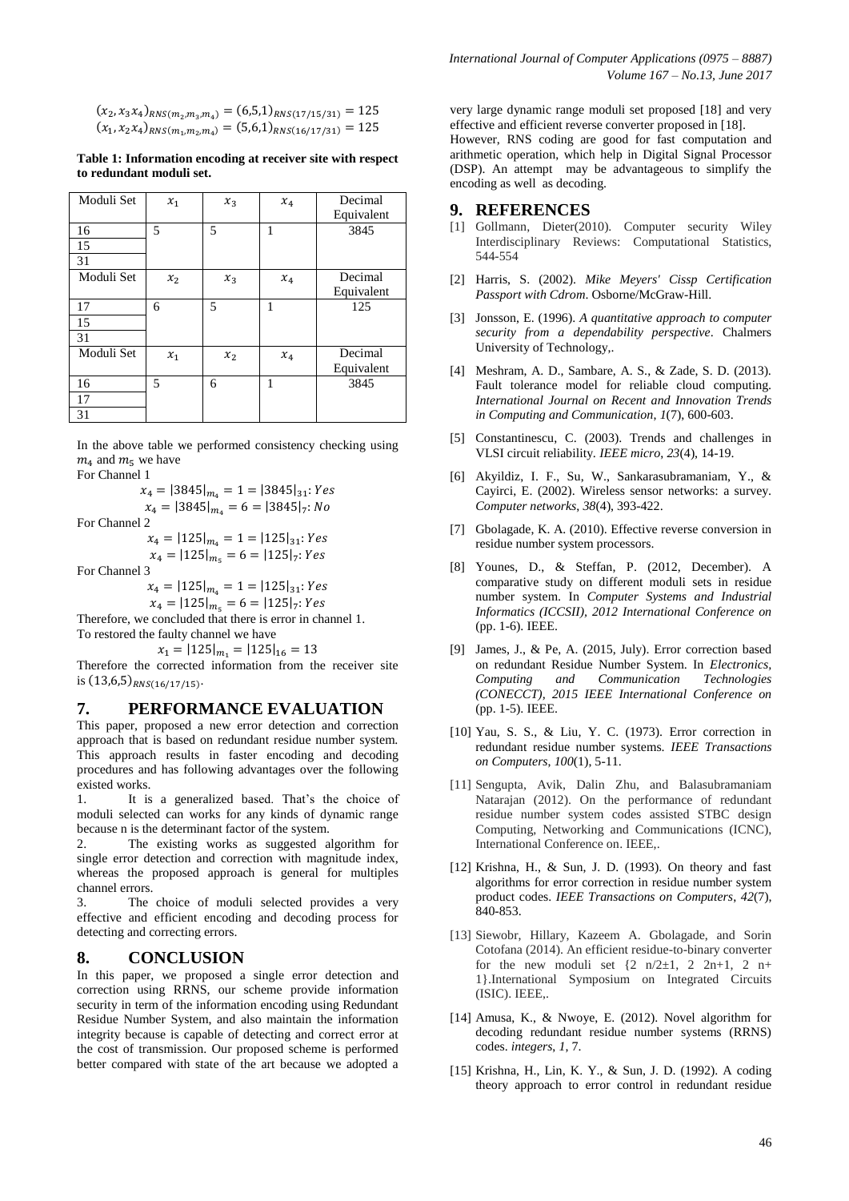$(x_2, x_3 x_4)_{RNS(m_2,m_3,m_4)} = (6{,}5{,}1)_{RNS(17/15/31)} = 125$
$(x_1, x_2 x_4)_{RNS(m_1,m_2,m_4)} = (5{,}6{,}1)_{RNS(16/17/31)} = 125$

**Table 1: Information encoding at receiver site with respect to redundant moduli set.**

| Moduli Set | $x_1$ | $x_3$ | $x_4$ | Decimal Equivalent |
|---|---|---|---|---|
| 16 | 5 | 5 | 1 | 3845 |
| 15 | | | | |
| 31 | | | | |
| Moduli Set | $x_2$ | $x_3$ | $x_4$ | Decimal Equivalent |
| 17 | 6 | 5 | 1 | 125 |
| 15 | | | | |
| 31 | | | | |
| Moduli Set | $x_1$ | $x_2$ | $x_4$ | Decimal Equivalent |
| 16 | 5 | 6 | 1 | 3845 |
| 17 | | | | |
| 31 | | | | |

In the above table we performed consistency checking using $m_4$ and $m_5$ we have

For Channel 1

$$x_4 = |3845|_{m_4} = 1 = |3845|_{31}: Yes$$
$$x_4 = |3845|_{m_4} = 6 = |3845|_7: No$$

For Channel 2

$$x_4 = |125|_{m_4} = 1 = |125|_{31}: Yes$$
$$x_4 = |125|_{m_5} = 6 = |125|_7: Yes$$

For Channel 3

$$x_4 = |125|_{m_4} = 1 = |125|_{31}: Yes$$
$$x_4 = |125|_{m_5} = 6 = |125|_7: Yes$$

Therefore, we concluded that there is error in channel 1.
To restored the faulty channel we have

$$x_1 = |125|_{m_1} = |125|_{16} = 13$$

Therefore the corrected information from the receiver site is $(13{,}6{,}5)_{RNS(16/17/15)}$.

## 7. PERFORMANCE EVALUATION

This paper, proposed a new error detection and correction approach that is based on redundant residue number system. This approach results in faster encoding and decoding procedures and has following advantages over the following existed works.

1. It is a generalized based. That's the choice of moduli selected can works for any kinds of dynamic range because n is the determinant factor of the system.
2. The existing works as suggested algorithm for single error detection and correction with magnitude index, whereas the proposed approach is general for multiples channel errors.
3. The choice of moduli selected provides a very effective and efficient encoding and decoding process for detecting and correcting errors.

## 8. CONCLUSION

In this paper, we proposed a single error detection and correction using RRNS, our scheme provide information security in term of the information encoding using Redundant Residue Number System, and also maintain the information integrity because is capable of detecting and correct error at the cost of transmission. Our proposed scheme is performed better compared with state of the art because we adopted a very large dynamic range moduli set proposed [18] and very effective and efficient reverse converter proposed in [18].

However, RNS coding are good for fast computation and arithmetic operation, which help in Digital Signal Processor (DSP). An attempt may be advantageous to simplify the encoding as well as decoding.

## 9. REFERENCES

[1] Gollmann, Dieter(2010). Computer security Wiley Interdisciplinary Reviews: Computational Statistics, 544-554

[2] Harris, S. (2002). *Mike Meyers' Cissp Certification Passport with Cdrom*. Osborne/McGraw-Hill.

[3] Jonsson, E. (1996). *A quantitative approach to computer security from a dependability perspective*. Chalmers University of Technology,.

[4] Meshram, A. D., Sambare, A. S., & Zade, S. D. (2013). Fault tolerance model for reliable cloud computing. *International Journal on Recent and Innovation Trends in Computing and Communication*, *1*(7), 600-603.

[5] Constantinescu, C. (2003). Trends and challenges in VLSI circuit reliability. *IEEE micro*, *23*(4), 14-19.

[6] Akyildiz, I. F., Su, W., Sankarasubramaniam, Y., & Cayirci, E. (2002). Wireless sensor networks: a survey. *Computer networks*, *38*(4), 393-422.

[7] Gbolagade, K. A. (2010). Effective reverse conversion in residue number system processors.

[8] Younes, D., & Steffan, P. (2012, December). A comparative study on different moduli sets in residue number system. In *Computer Systems and Industrial Informatics (ICCSII), 2012 International Conference on* (pp. 1-6). IEEE.

[9] James, J., & Pe, A. (2015, July). Error correction based on redundant Residue Number System. In *Electronics, Computing and Communication Technologies (CONECCT), 2015 IEEE International Conference on* (pp. 1-5). IEEE.

[10] Yau, S. S., & Liu, Y. C. (1973). Error correction in redundant residue number systems. *IEEE Transactions on Computers*, *100*(1), 5-11.

[11] Sengupta, Avik, Dalin Zhu, and Balasubramaniam Natarajan (2012). On the performance of redundant residue number system codes assisted STBC design Computing, Networking and Communications (ICNC), International Conference on. IEEE,.

[12] Krishna, H., & Sun, J. D. (1993). On theory and fast algorithms for error correction in residue number system product codes. *IEEE Transactions on Computers*, *42*(7), 840-853.

[13] Siewobr, Hillary, Kazeem A. Gbolagade, and Sorin Cotofana (2014). An efficient residue-to-binary converter for the new moduli set {2 n/2±1, 2 2n+1, 2 n+ 1}.International Symposium on Integrated Circuits (ISIC). IEEE,.

[14] Amusa, K., & Nwoye, E. (2012). Novel algorithm for decoding redundant residue number systems (RRNS) codes. *integers*, *1*, 7.

[15] Krishna, H., Lin, K. Y., & Sun, J. D. (1992). A coding theory approach to error control in redundant residue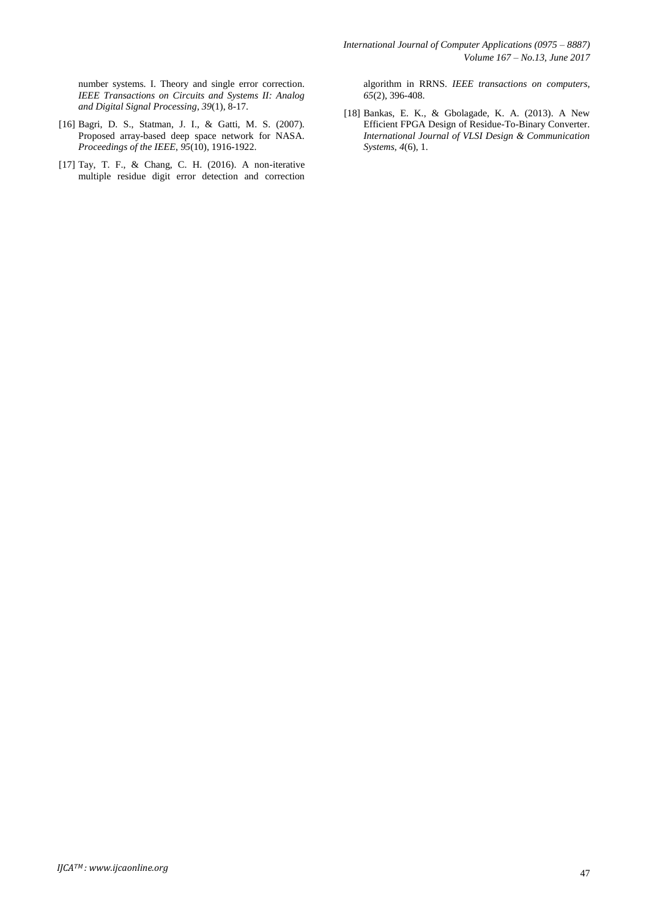number systems. I. Theory and single error correction. *IEEE Transactions on Circuits and Systems II: Analog and Digital Signal Processing*, *39*(1), 8-17.

[16] Bagri, D. S., Statman, J. I., & Gatti, M. S. (2007). Proposed array-based deep space network for NASA. *Proceedings of the IEEE*, *95*(10), 1916-1922.

[17] Tay, T. F., & Chang, C. H. (2016). A non-iterative multiple residue digit error detection and correction algorithm in RRNS. *IEEE transactions on computers*, *65*(2), 396-408.

[18] Bankas, E. K., & Gbolagade, K. A. (2013). A New Efficient FPGA Design of Residue-To-Binary Converter. *International Journal of VLSI Design & Communication Systems*, *4*(6), 1.